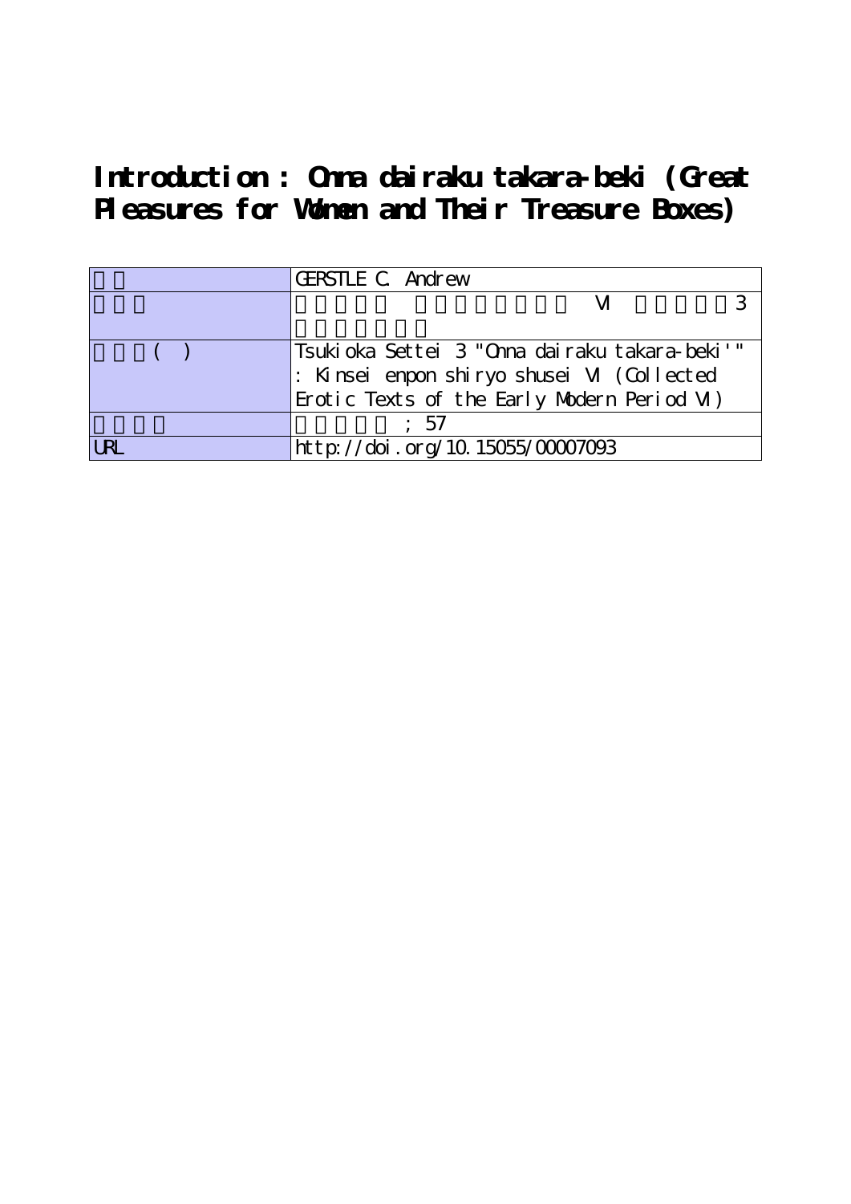# Introduction : Onna dairaku takara-beki (Great Pleasures for Women and Their Treasure Boxes)

| | |
|---|---|
| | GERSTLE C. Andrew |
| | VI 3 |
| ( ) | Tsukioka Settei 3 "Onna dairaku takara-beki'" : Kinsei enpon shiryo shusei VI (Collected Erotic Texts of the Early Modern Period VI) |
| | ; 57 |
| URL | http://doi.org/10.15055/00007093 |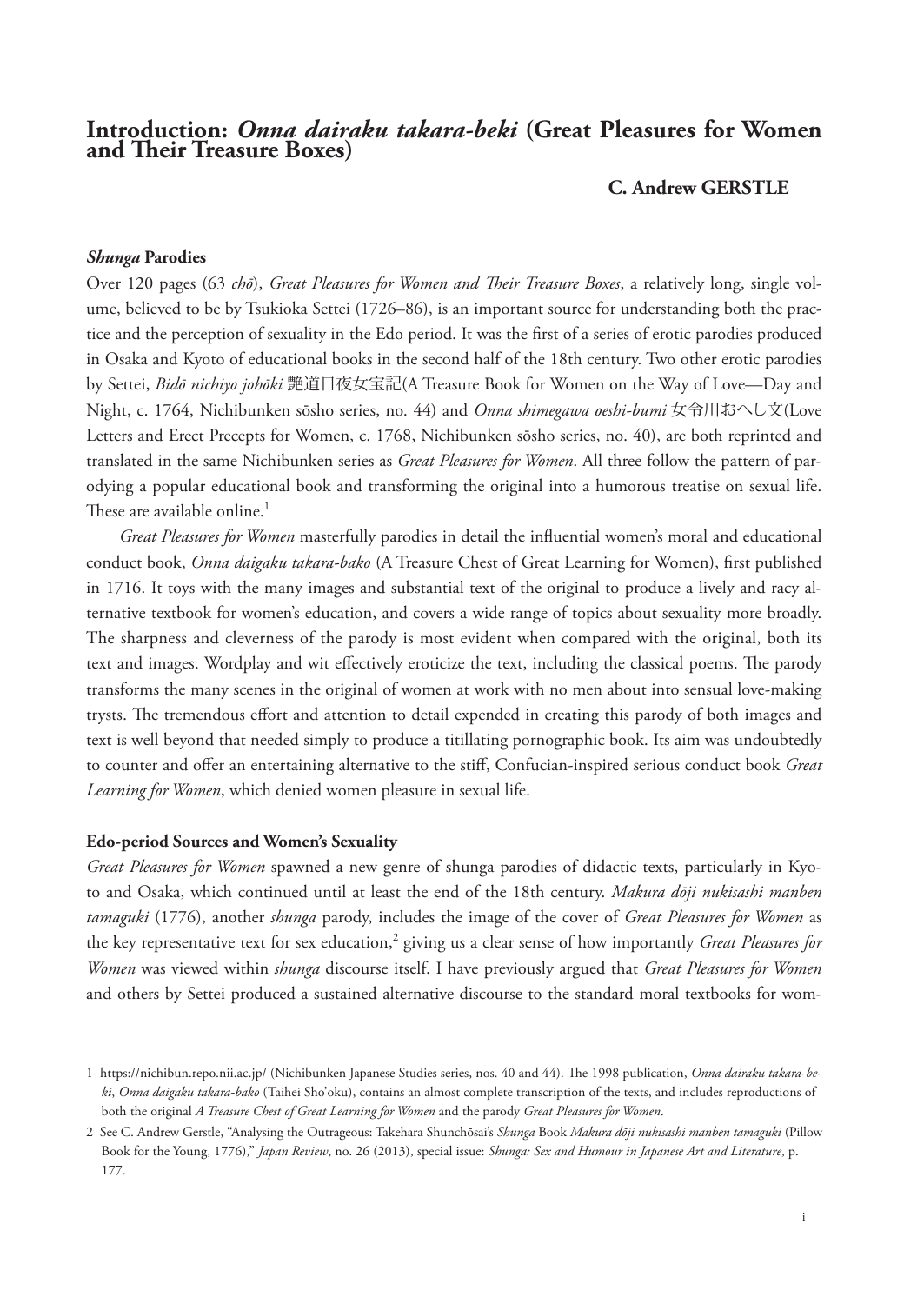# Introduction: *Onna dairaku takara-beki* (Great Pleasures for Women and Their Treasure Boxes)

**C. Andrew GERSTLE**

### *Shunga* Parodies

Over 120 pages (63 *chō*), *Great Pleasures for Women and Their Treasure Boxes*, a relatively long, single volume, believed to be by Tsukioka Settei (1726–86), is an important source for understanding both the practice and the perception of sexuality in the Edo period. It was the first of a series of erotic parodies produced in Osaka and Kyoto of educational books in the second half of the 18th century. Two other erotic parodies by Settei, *Bidō nichiyo johōki* 艶道日夜女宝記(A Treasure Book for Women on the Way of Love—Day and Night, c. 1764, Nichibunken sōsho series, no. 44) and *Onna shimegawa oeshi-bumi* 女令川おへし文(Love Letters and Erect Precepts for Women, c. 1768, Nichibunken sōsho series, no. 40), are both reprinted and translated in the same Nichibunken series as *Great Pleasures for Women*. All three follow the pattern of parodying a popular educational book and transforming the original into a humorous treatise on sexual life. These are available online.[1]

*Great Pleasures for Women* masterfully parodies in detail the influential women's moral and educational conduct book, *Onna daigaku takara-bako* (A Treasure Chest of Great Learning for Women), first published in 1716. It toys with the many images and substantial text of the original to produce a lively and racy alternative textbook for women's education, and covers a wide range of topics about sexuality more broadly. The sharpness and cleverness of the parody is most evident when compared with the original, both its text and images. Wordplay and wit effectively eroticize the text, including the classical poems. The parody transforms the many scenes in the original of women at work with no men about into sensual love-making trysts. The tremendous effort and attention to detail expended in creating this parody of both images and text is well beyond that needed simply to produce a titillating pornographic book. Its aim was undoubtedly to counter and offer an entertaining alternative to the stiff, Confucian-inspired serious conduct book *Great Learning for Women*, which denied women pleasure in sexual life.

### Edo-period Sources and Women's Sexuality

*Great Pleasures for Women* spawned a new genre of shunga parodies of didactic texts, particularly in Kyoto and Osaka, which continued until at least the end of the 18th century. *Makura dōji nukisashi manben tamaguki* (1776), another *shunga* parody, includes the image of the cover of *Great Pleasures for Women* as the key representative text for sex education,[2] giving us a clear sense of how importantly *Great Pleasures for Women* was viewed within *shunga* discourse itself. I have previously argued that *Great Pleasures for Women* and others by Settei produced a sustained alternative discourse to the standard moral textbooks for wom-

---

1 https://nichibun.repo.nii.ac.jp/ (Nichibunken Japanese Studies series, nos. 40 and 44). The 1998 publication, *Onna dairaku takara-beki*, *Onna daigaku takara-bako* (Taihei Sho'oku), contains an almost complete transcription of the texts, and includes reproductions of both the original *A Treasure Chest of Great Learning for Women* and the parody *Great Pleasures for Women*.

2 See C. Andrew Gerstle, "Analysing the Outrageous: Takehara Shunchōsai's *Shunga* Book *Makura dōji nukisashi manben tamaguki* (Pillow Book for the Young, 1776)," *Japan Review*, no. 26 (2013), special issue: *Shunga: Sex and Humour in Japanese Art and Literature*, p. 177.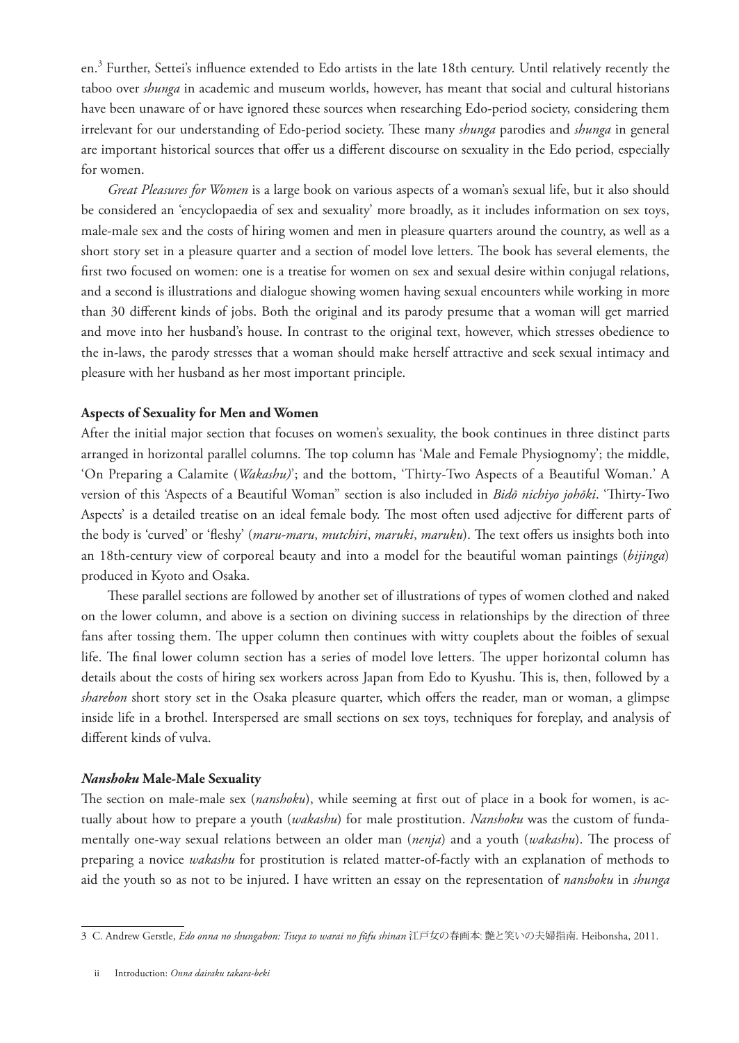en.[3] Further, Settei's influence extended to Edo artists in the late 18th century. Until relatively recently the taboo over *shunga* in academic and museum worlds, however, has meant that social and cultural historians have been unaware of or have ignored these sources when researching Edo-period society, considering them irrelevant for our understanding of Edo-period society. These many *shunga* parodies and *shunga* in general are important historical sources that offer us a different discourse on sexuality in the Edo period, especially for women.

*Great Pleasures for Women* is a large book on various aspects of a woman's sexual life, but it also should be considered an 'encyclopaedia of sex and sexuality' more broadly, as it includes information on sex toys, male-male sex and the costs of hiring women and men in pleasure quarters around the country, as well as a short story set in a pleasure quarter and a section of model love letters. The book has several elements, the first two focused on women: one is a treatise for women on sex and sexual desire within conjugal relations, and a second is illustrations and dialogue showing women having sexual encounters while working in more than 30 different kinds of jobs. Both the original and its parody presume that a woman will get married and move into her husband's house. In contrast to the original text, however, which stresses obedience to the in-laws, the parody stresses that a woman should make herself attractive and seek sexual intimacy and pleasure with her husband as her most important principle.

### Aspects of Sexuality for Men and Women

After the initial major section that focuses on women's sexuality, the book continues in three distinct parts arranged in horizontal parallel columns. The top column has 'Male and Female Physiognomy'; the middle, 'On Preparing a Calamite (*Wakashu*)'; and the bottom, 'Thirty-Two Aspects of a Beautiful Woman.' A version of this 'Aspects of a Beautiful Woman" section is also included in *Bidō nichiyo johōki*. 'Thirty-Two Aspects' is a detailed treatise on an ideal female body. The most often used adjective for different parts of the body is 'curved' or 'fleshy' (*maru-maru*, *mutchiri*, *maruki*, *maruku*). The text offers us insights both into an 18th-century view of corporeal beauty and into a model for the beautiful woman paintings (*bijinga*) produced in Kyoto and Osaka.

These parallel sections are followed by another set of illustrations of types of women clothed and naked on the lower column, and above is a section on divining success in relationships by the direction of three fans after tossing them. The upper column then continues with witty couplets about the foibles of sexual life. The final lower column section has a series of model love letters. The upper horizontal column has details about the costs of hiring sex workers across Japan from Edo to Kyushu. This is, then, followed by a *sharebon* short story set in the Osaka pleasure quarter, which offers the reader, man or woman, a glimpse inside life in a brothel. Interspersed are small sections on sex toys, techniques for foreplay, and analysis of different kinds of vulva.

### *Nanshoku* Male-Male Sexuality

The section on male-male sex (*nanshoku*), while seeming at first out of place in a book for women, is actually about how to prepare a youth (*wakashu*) for male prostitution. *Nanshoku* was the custom of fundamentally one-way sexual relations between an older man (*nenja*) and a youth (*wakashu*). The process of preparing a novice *wakashu* for prostitution is related matter-of-factly with an explanation of methods to aid the youth so as not to be injured. I have written an essay on the representation of *nanshoku* in *shunga*

---

3 C. Andrew Gerstle, *Edo onna no shungabon: Tsuya to warai no fūfu shinan* 江戸女の春画本: 艶と笑いの夫婦指南. Heibonsha, 2011.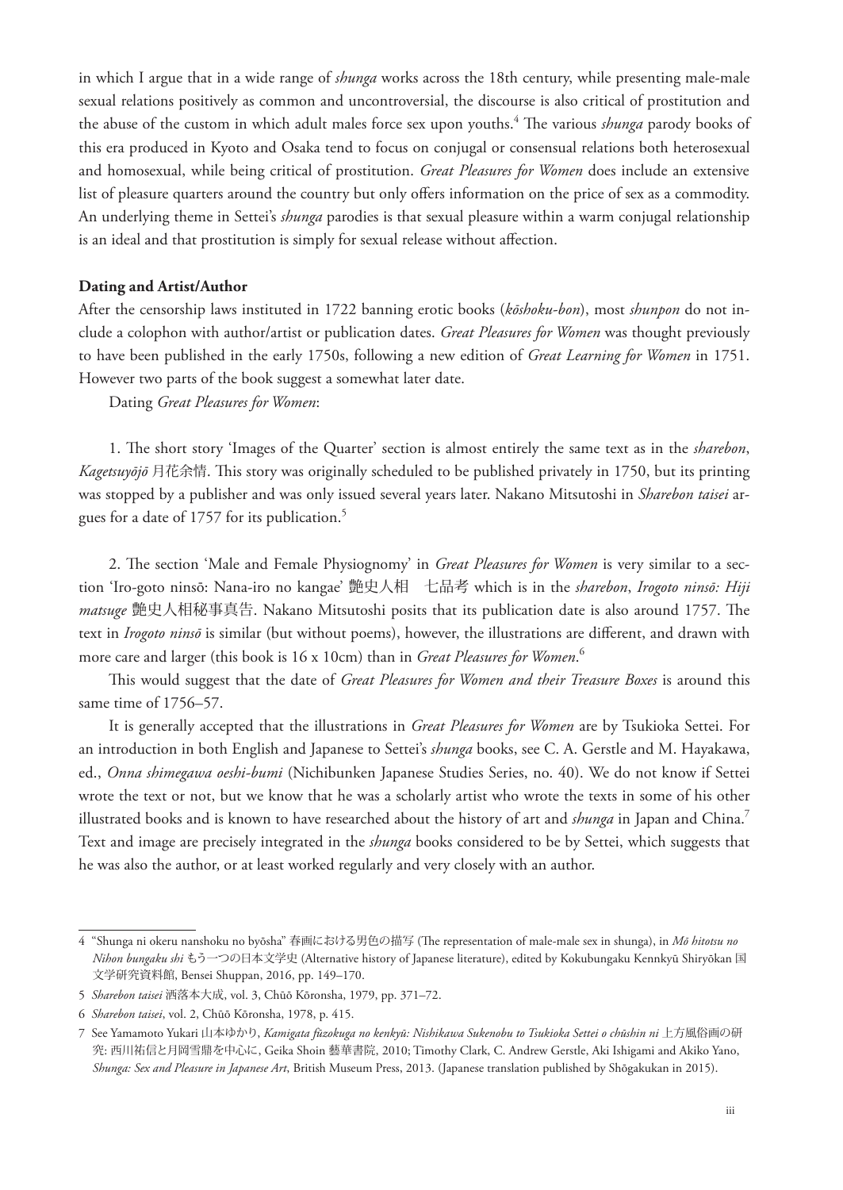in which I argue that in a wide range of *shunga* works across the 18th century, while presenting male-male sexual relations positively as common and uncontroversial, the discourse is also critical of prostitution and the abuse of the custom in which adult males force sex upon youths.[4] The various *shunga* parody books of this era produced in Kyoto and Osaka tend to focus on conjugal or consensual relations both heterosexual and homosexual, while being critical of prostitution. *Great Pleasures for Women* does include an extensive list of pleasure quarters around the country but only offers information on the price of sex as a commodity. An underlying theme in Settei's *shunga* parodies is that sexual pleasure within a warm conjugal relationship is an ideal and that prostitution is simply for sexual release without affection.

**Dating and Artist/Author**

After the censorship laws instituted in 1722 banning erotic books (*kōshoku-bon*), most *shunpon* do not include a colophon with author/artist or publication dates. *Great Pleasures for Women* was thought previously to have been published in the early 1750s, following a new edition of *Great Learning for Women* in 1751. However two parts of the book suggest a somewhat later date.

Dating *Great Pleasures for Women*:

1. The short story 'Images of the Quarter' section is almost entirely the same text as in the *sharebon*, *Kagetsuyōjō* 月花余情. This story was originally scheduled to be published privately in 1750, but its printing was stopped by a publisher and was only issued several years later. Nakano Mitsutoshi in *Sharebon taisei* argues for a date of 1757 for its publication.[5]

2. The section 'Male and Female Physiognomy' in *Great Pleasures for Women* is very similar to a section 'Iro-goto ninsō: Nana-iro no kangae' 艶史人相　七品考 which is in the *sharebon*, *Irogoto ninsō: Hiji matsuge* 艶史人相秘事真告. Nakano Mitsutoshi posits that its publication date is also around 1757. The text in *Irogoto ninsō* is similar (but without poems), however, the illustrations are different, and drawn with more care and larger (this book is 16 x 10cm) than in *Great Pleasures for Women*.[6]

This would suggest that the date of *Great Pleasures for Women and their Treasure Boxes* is around this same time of 1756–57.

It is generally accepted that the illustrations in *Great Pleasures for Women* are by Tsukioka Settei. For an introduction in both English and Japanese to Settei's *shunga* books, see C. A. Gerstle and M. Hayakawa, ed., *Onna shimegawa oeshi-bumi* (Nichibunken Japanese Studies Series, no. 40). We do not know if Settei wrote the text or not, but we know that he was a scholarly artist who wrote the texts in some of his other illustrated books and is known to have researched about the history of art and *shunga* in Japan and China.[7] Text and image are precisely integrated in the *shunga* books considered to be by Settei, which suggests that he was also the author, or at least worked regularly and very closely with an author.

---

4 "Shunga ni okeru nanshoku no byōsha" 春画における男色の描写 (The representation of male-male sex in shunga), in *Mō hitotsu no Nihon bungaku shi* もう一つの日本文学史 (Alternative history of Japanese literature), edited by Kokubungaku Kennkyū Shiryōkan 国文学研究資料館, Bensei Shuppan, 2016, pp. 149–170.

5 *Sharebon taisei* 洒落本大成, vol. 3, Chūō Kōronsha, 1979, pp. 371–72.

6 *Sharebon taisei*, vol. 2, Chūō Kōronsha, 1978, p. 415.

7 See Yamamoto Yukari 山本ゆかり, *Kamigata fūzokuga no kenkyū: Nishikawa Sukenobu to Tsukioka Settei o chūshin ni* 上方風俗画の研究: 西川祐信と月岡雪鼎を中心に, Geika Shoin 藝華書院, 2010; Timothy Clark, C. Andrew Gerstle, Aki Ishigami and Akiko Yano, *Shunga: Sex and Pleasure in Japanese Art*, British Museum Press, 2013. (Japanese translation published by Shōgakukan in 2015).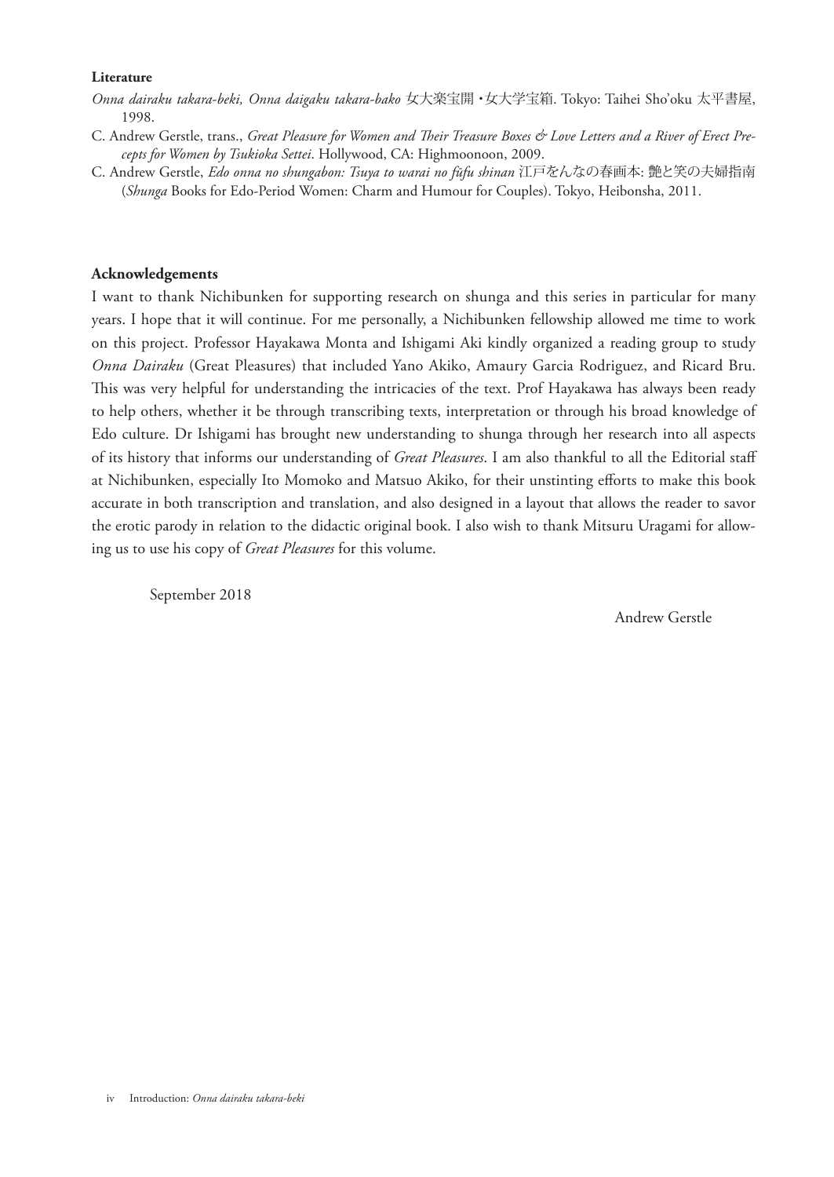**Literature**

*Onna dairaku takara-beki, Onna daigaku takara-bako* 女大楽宝開・女大学宝箱. Tokyo: Taihei Sho'oku 太平書屋, 1998.

C. Andrew Gerstle, trans., *Great Pleasure for Women and Their Treasure Boxes & Love Letters and a River of Erect Precepts for Women by Tsukioka Settei*. Hollywood, CA: Highmoonoon, 2009.

C. Andrew Gerstle, *Edo onna no shungabon: Tsuya to warai no fūfu shinan* 江戸をんなの春画本: 艶と笑の夫婦指南 (*Shunga* Books for Edo-Period Women: Charm and Humour for Couples). Tokyo, Heibonsha, 2011.

**Acknowledgements**

I want to thank Nichibunken for supporting research on shunga and this series in particular for many years. I hope that it will continue. For me personally, a Nichibunken fellowship allowed me time to work on this project. Professor Hayakawa Monta and Ishigami Aki kindly organized a reading group to study *Onna Dairaku* (Great Pleasures) that included Yano Akiko, Amaury Garcia Rodriguez, and Ricard Bru. This was very helpful for understanding the intricacies of the text. Prof Hayakawa has always been ready to help others, whether it be through transcribing texts, interpretation or through his broad knowledge of Edo culture. Dr Ishigami has brought new understanding to shunga through her research into all aspects of its history that informs our understanding of *Great Pleasures*. I am also thankful to all the Editorial staff at Nichibunken, especially Ito Momoko and Matsuo Akiko, for their unstinting efforts to make this book accurate in both transcription and translation, and also designed in a layout that allows the reader to savor the erotic parody in relation to the didactic original book. I also wish to thank Mitsuru Uragami for allowing us to use his copy of *Great Pleasures* for this volume.

September 2018

Andrew Gerstle